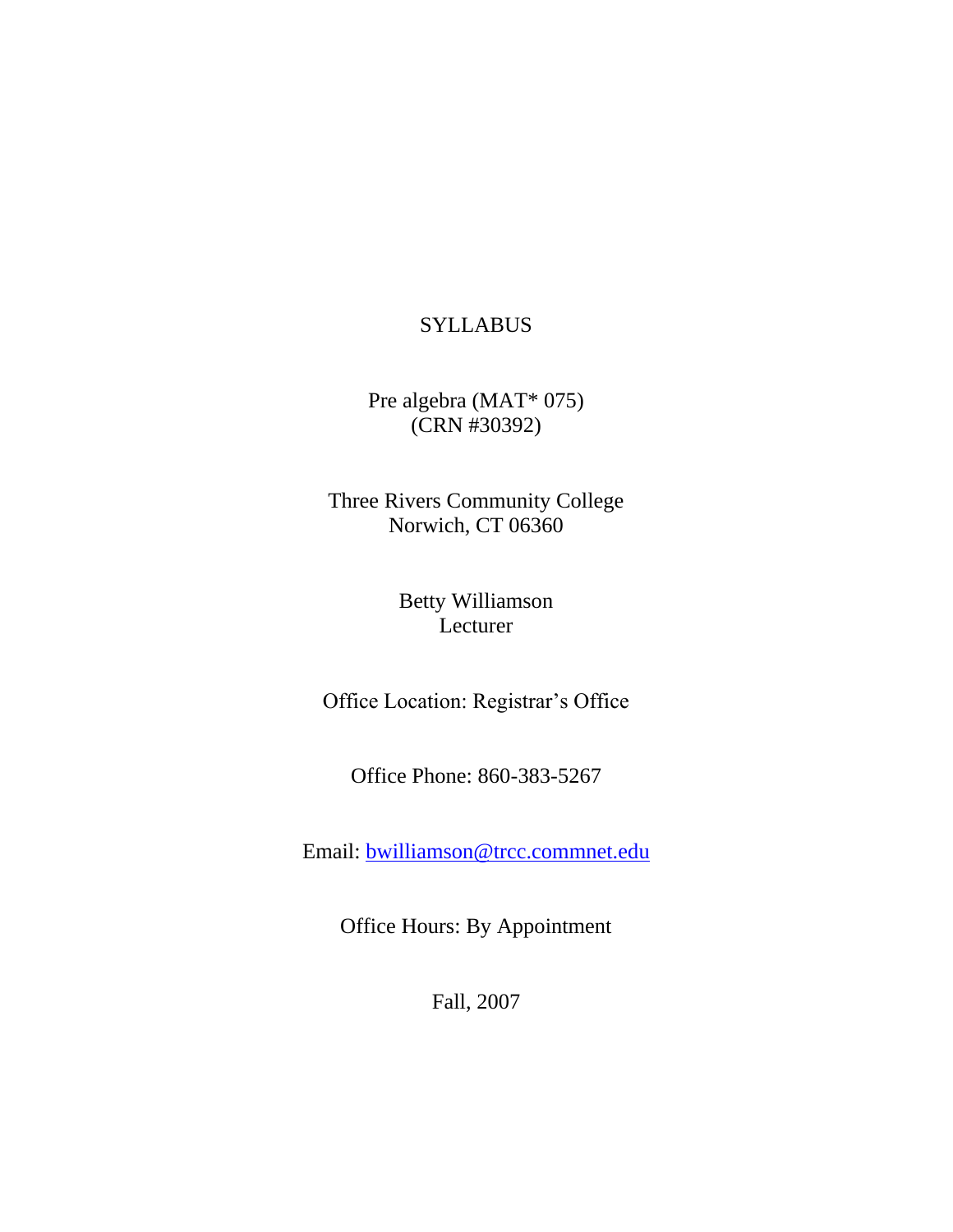# SYLLABUS

Pre algebra (MAT* 075)
(CRN #30392)

Three Rivers Community College
Norwich, CT 06360

Betty Williamson
Lecturer

Office Location: Registrar's Office

Office Phone: 860-383-5267

Email: bwilliamson@trcc.commnet.edu

Office Hours: By Appointment

Fall, 2007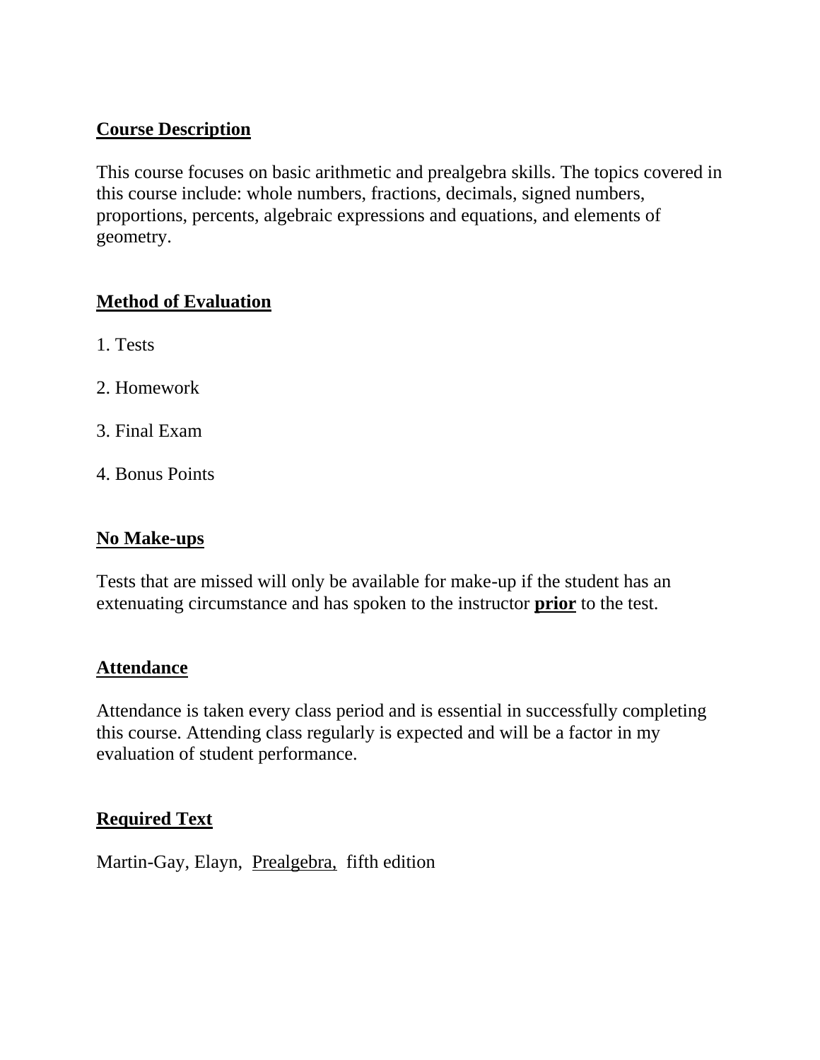## Course Description

This course focuses on basic arithmetic and prealgebra skills. The topics covered in this course include: whole numbers, fractions, decimals, signed numbers, proportions, percents, algebraic expressions and equations, and elements of geometry.

## Method of Evaluation

1. Tests

2. Homework

3. Final Exam

4. Bonus Points

## No Make-ups

Tests that are missed will only be available for make-up if the student has an extenuating circumstance and has spoken to the instructor **prior** to the test.

## Attendance

Attendance is taken every class period and is essential in successfully completing this course. Attending class regularly is expected and will be a factor in my evaluation of student performance.

## Required Text

Martin-Gay, Elayn, Prealgebra, fifth edition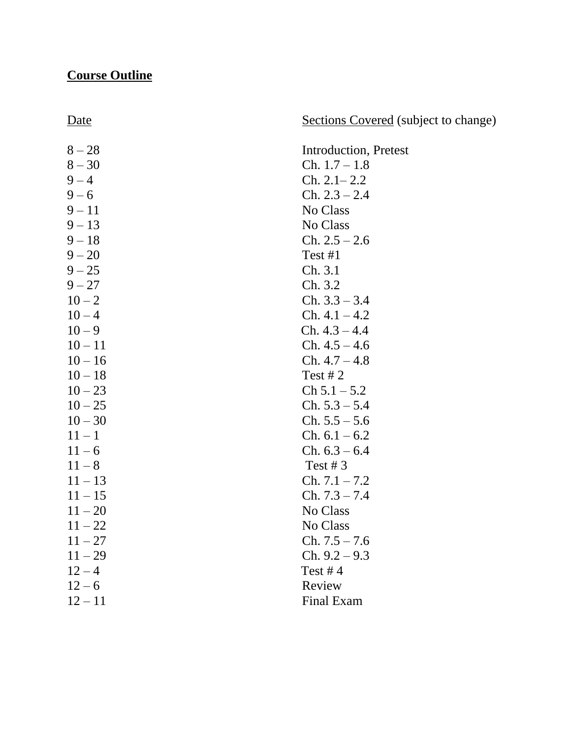## Course Outline

| Date | Sections Covered (subject to change) |
|---|---|
| 8 – 28 | Introduction, Pretest |
| 8 – 30 | Ch. 1.7 – 1.8 |
| 9 – 4 | Ch. 2.1– 2.2 |
| 9 – 6 | Ch. 2.3 – 2.4 |
| 9 – 11 | No Class |
| 9 – 13 | No Class |
| 9 – 18 | Ch. 2.5 – 2.6 |
| 9 – 20 | Test #1 |
| 9 – 25 | Ch. 3.1 |
| 9 – 27 | Ch. 3.2 |
| 10 – 2 | Ch. 3.3 – 3.4 |
| 10 – 4 | Ch. 4.1 – 4.2 |
| 10 – 9 | Ch. 4.3 – 4.4 |
| 10 – 11 | Ch. 4.5 – 4.6 |
| 10 – 16 | Ch. 4.7 – 4.8 |
| 10 – 18 | Test # 2 |
| 10 – 23 | Ch 5.1 – 5.2 |
| 10 – 25 | Ch. 5.3 – 5.4 |
| 10 – 30 | Ch. 5.5 – 5.6 |
| 11 – 1 | Ch. 6.1 – 6.2 |
| 11 – 6 | Ch. 6.3 – 6.4 |
| 11 – 8 | Test # 3 |
| 11 – 13 | Ch. 7.1 – 7.2 |
| 11 – 15 | Ch. 7.3 – 7.4 |
| 11 – 20 | No Class |
| 11 – 22 | No Class |
| 11 – 27 | Ch. 7.5 – 7.6 |
| 11 – 29 | Ch. 9.2 – 9.3 |
| 12 – 4 | Test # 4 |
| 12 – 6 | Review |
| 12 – 11 | Final Exam |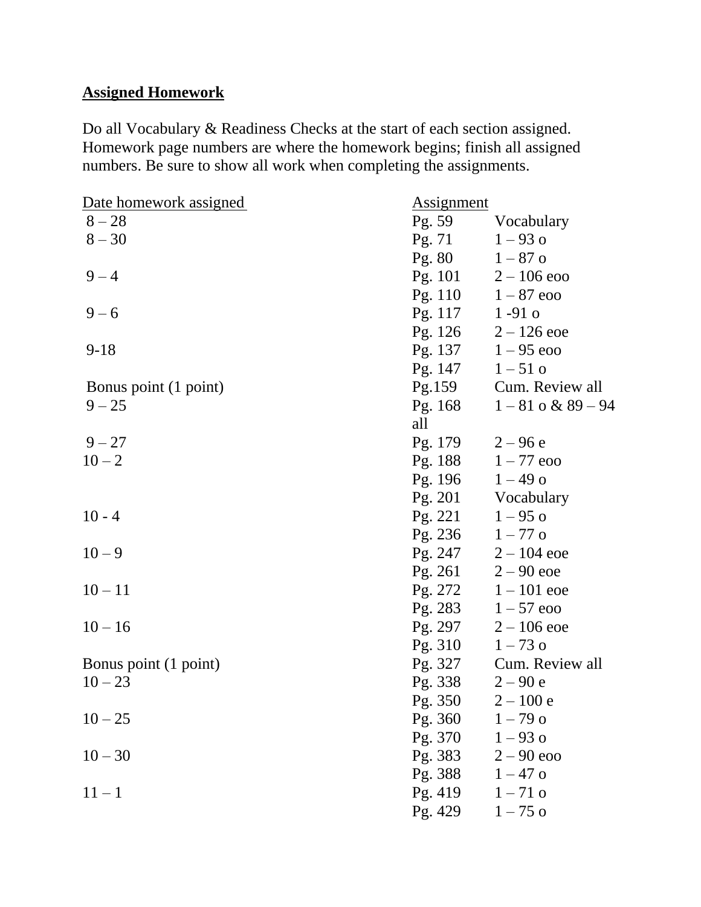**Assigned Homework**

Do all Vocabulary & Readiness Checks at the start of each section assigned. Homework page numbers are where the homework begins; finish all assigned numbers. Be sure to show all work when completing the assignments.

| Date homework assigned | Assignment | |
|---|---|---|
| 8 – 28 | Pg. 59 | Vocabulary |
| 8 – 30 | Pg. 71 | 1 – 93 o |
| | Pg. 80 | 1 – 87 o |
| 9 – 4 | Pg. 101 | 2 – 106 eoo |
| | Pg. 110 | 1 – 87 eoo |
| 9 – 6 | Pg. 117 | 1 -91 o |
| | Pg. 126 | 2 – 126 eoe |
| 9-18 | Pg. 137 | 1 – 95 eoo |
| | Pg. 147 | 1 – 51 o |
| Bonus point (1 point) | Pg.159 | Cum. Review all |
| 9 – 25 | Pg. 168 | 1 – 81 o & 89 – 94 all |
| 9 – 27 | Pg. 179 | 2 – 96 e |
| 10 – 2 | Pg. 188 | 1 – 77 eoo |
| | Pg. 196 | 1 – 49 o |
| | Pg. 201 | Vocabulary |
| 10 - 4 | Pg. 221 | 1 – 95 o |
| | Pg. 236 | 1 – 77 o |
| 10 – 9 | Pg. 247 | 2 – 104 eoe |
| | Pg. 261 | 2 – 90 eoe |
| 10 – 11 | Pg. 272 | 1 – 101 eoe |
| | Pg. 283 | 1 – 57 eoo |
| 10 – 16 | Pg. 297 | 2 – 106 eoe |
| | Pg. 310 | 1 – 73 o |
| Bonus point (1 point) | Pg. 327 | Cum. Review all |
| 10 – 23 | Pg. 338 | 2 – 90 e |
| | Pg. 350 | 2 – 100 e |
| 10 – 25 | Pg. 360 | 1 – 79 o |
| | Pg. 370 | 1 – 93 o |
| 10 – 30 | Pg. 383 | 2 – 90 eoo |
| | Pg. 388 | 1 – 47 o |
| 11 – 1 | Pg. 419 | 1 – 71 o |
| | Pg. 429 | 1 – 75 o |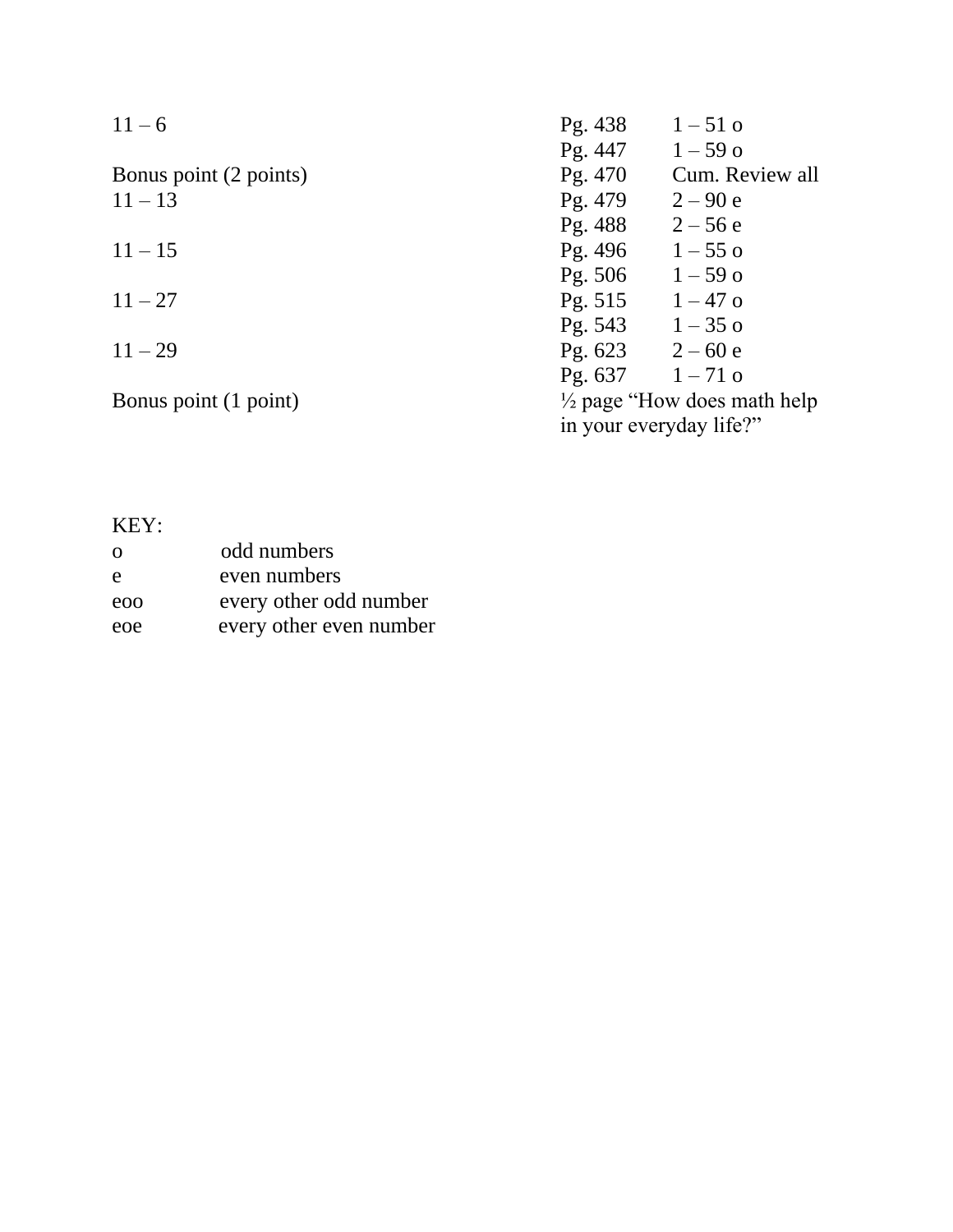| Date | Page | Assignment |
|---|---|---|
| 11 – 6 | Pg. 438 | 1 – 51 o |
| | Pg. 447 | 1 – 59 o |
| Bonus point (2 points) | Pg. 470 | Cum. Review all |
| 11 – 13 | Pg. 479 | 2 – 90 e |
| | Pg. 488 | 2 – 56 e |
| 11 – 15 | Pg. 496 | 1 – 55 o |
| | Pg. 506 | 1 – 59 o |
| 11 – 27 | Pg. 515 | 1 – 47 o |
| | Pg. 543 | 1 – 35 o |
| 11 – 29 | Pg. 623 | 2 – 60 e |
| | Pg. 637 | 1 – 71 o |
| Bonus point (1 point) | ½ page "How does math help in your everyday life?" | |

KEY:

| | |
|---|---|
| o | odd numbers |
| e | even numbers |
| eoo | every other odd number |
| eoe | every other even number |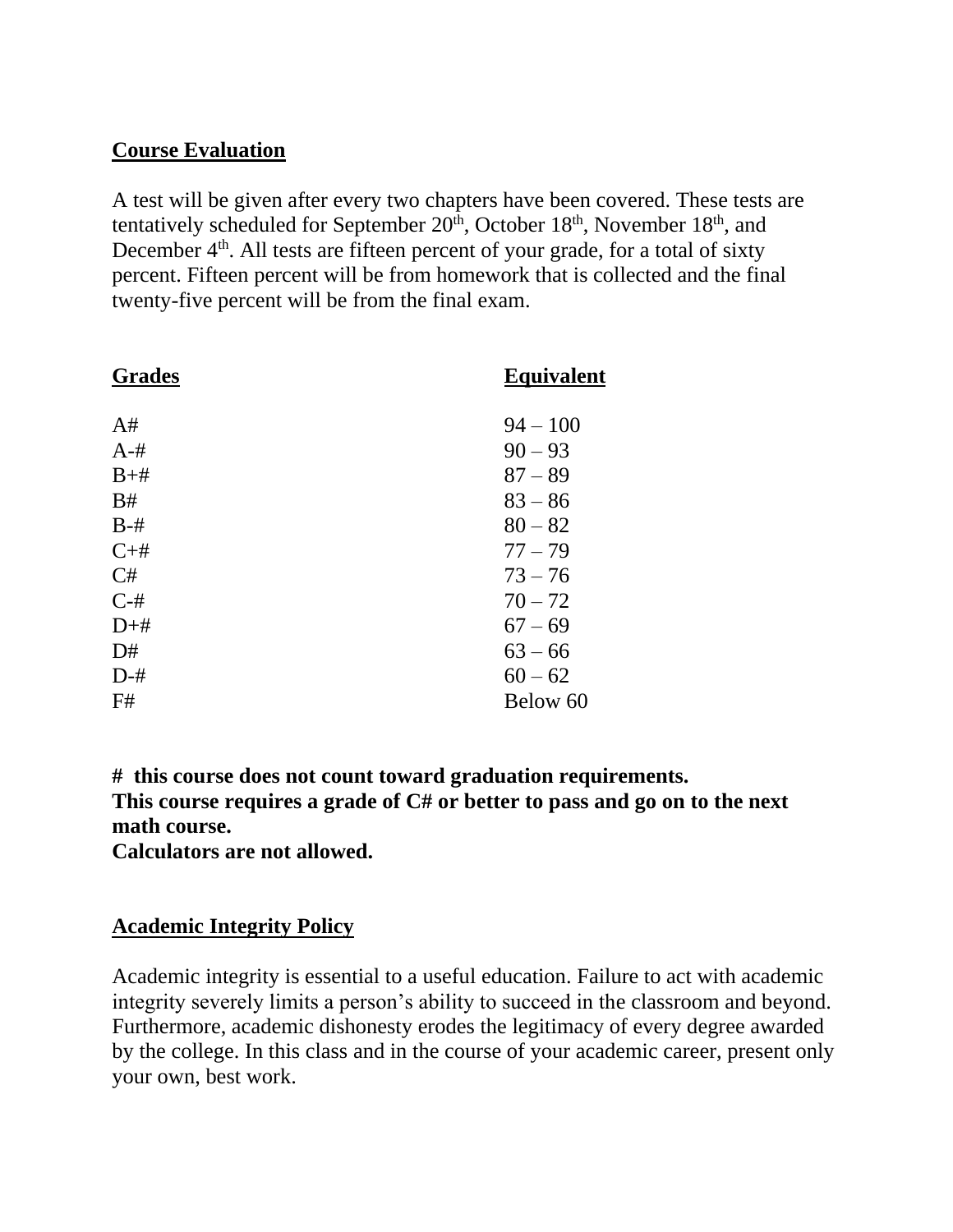**Course Evaluation**

A test will be given after every two chapters have been covered. These tests are tentatively scheduled for September 20th, October 18th, November 18th, and December 4th. All tests are fifteen percent of your grade, for a total of sixty percent. Fifteen percent will be from homework that is collected and the final twenty-five percent will be from the final exam.

| Grades | Equivalent |
| --- | --- |
| A# | 94 – 100 |
| A-# | 90 – 93 |
| B+# | 87 – 89 |
| B# | 83 – 86 |
| B-# | 80 – 82 |
| C+# | 77 – 79 |
| C# | 73 – 76 |
| C-# | 70 – 72 |
| D+# | 67 – 69 |
| D# | 63 – 66 |
| D-# | 60 – 62 |
| F# | Below 60 |

**# this course does not count toward graduation requirements.**
**This course requires a grade of C# or better to pass and go on to the next math course.**
**Calculators are not allowed.**

**Academic Integrity Policy**

Academic integrity is essential to a useful education. Failure to act with academic integrity severely limits a person's ability to succeed in the classroom and beyond. Furthermore, academic dishonesty erodes the legitimacy of every degree awarded by the college. In this class and in the course of your academic career, present only your own, best work.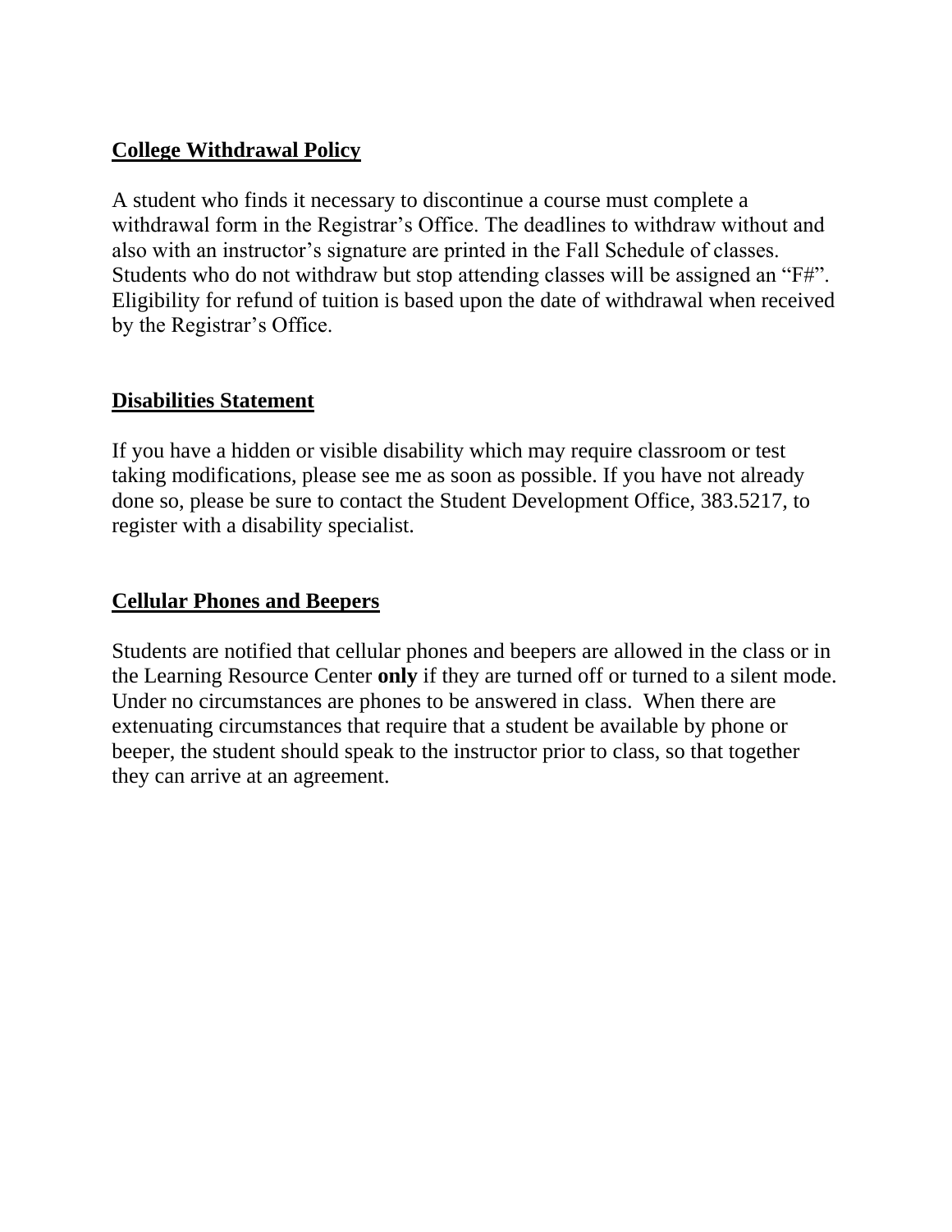## College Withdrawal Policy

A student who finds it necessary to discontinue a course must complete a withdrawal form in the Registrar's Office. The deadlines to withdraw without and also with an instructor's signature are printed in the Fall Schedule of classes. Students who do not withdraw but stop attending classes will be assigned an "F#". Eligibility for refund of tuition is based upon the date of withdrawal when received by the Registrar's Office.

## Disabilities Statement

If you have a hidden or visible disability which may require classroom or test taking modifications, please see me as soon as possible. If you have not already done so, please be sure to contact the Student Development Office, 383.5217, to register with a disability specialist.

## Cellular Phones and Beepers

Students are notified that cellular phones and beepers are allowed in the class or in the Learning Resource Center **only** if they are turned off or turned to a silent mode. Under no circumstances are phones to be answered in class. When there are extenuating circumstances that require that a student be available by phone or beeper, the student should speak to the instructor prior to class, so that together they can arrive at an agreement.